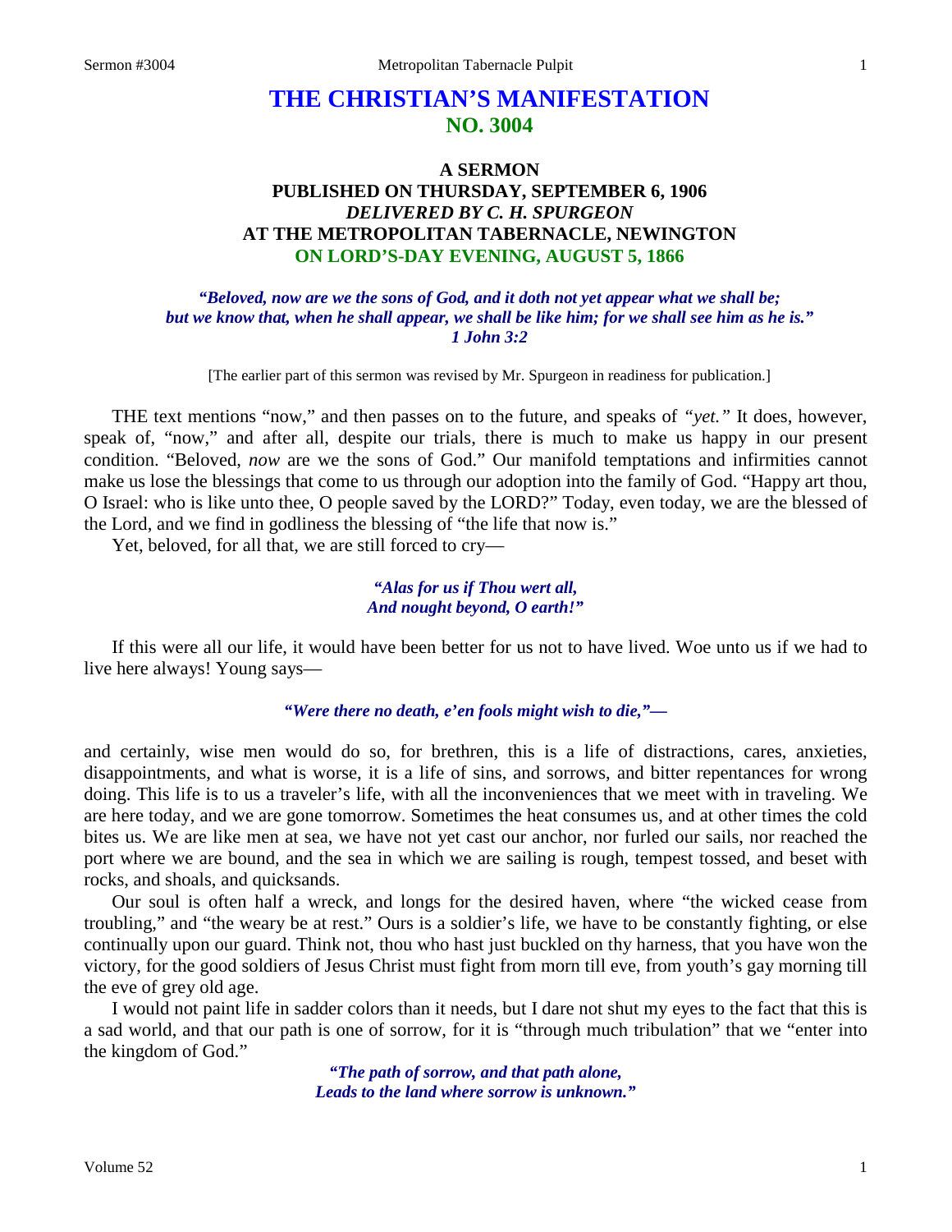# THE CHRISTIAN'S MANIFESTATION
## NO. 3004

### A SERMON
### PUBLISHED ON THURSDAY, SEPTEMBER 6, 1906
### *DELIVERED BY C. H. SPURGEON*
### AT THE METROPOLITAN TABERNACLE, NEWINGTON
### ON LORD'S-DAY EVENING, AUGUST 5, 1866

***"Beloved, now are we the sons of God, and it doth not yet appear what we shall be; but we know that, when he shall appear, we shall be like him; for we shall see him as he is." 1 John 3:2***

[The earlier part of this sermon was revised by Mr. Spurgeon in readiness for publication.]

THE text mentions "now," and then passes on to the future, and speaks of *"yet."* It does, however, speak of, "now," and after all, despite our trials, there is much to make us happy in our present condition. "Beloved, *now* are we the sons of God." Our manifold temptations and infirmities cannot make us lose the blessings that come to us through our adoption into the family of God. "Happy art thou, O Israel: who is like unto thee, O people saved by the LORD?" Today, even today, we are the blessed of the Lord, and we find in godliness the blessing of "the life that now is."

Yet, beloved, for all that, we are still forced to cry—

> ***"Alas for us if Thou wert all,***
> ***And nought beyond, O earth!"***

If this were all our life, it would have been better for us not to have lived. Woe unto us if we had to live here always! Young says—

> ***"Were there no death, e'en fools might wish to die,"—***

and certainly, wise men would do so, for brethren, this is a life of distractions, cares, anxieties, disappointments, and what is worse, it is a life of sins, and sorrows, and bitter repentances for wrong doing. This life is to us a traveler's life, with all the inconveniences that we meet with in traveling. We are here today, and we are gone tomorrow. Sometimes the heat consumes us, and at other times the cold bites us. We are like men at sea, we have not yet cast our anchor, nor furled our sails, nor reached the port where we are bound, and the sea in which we are sailing is rough, tempest tossed, and beset with rocks, and shoals, and quicksands.

Our soul is often half a wreck, and longs for the desired haven, where "the wicked cease from troubling," and "the weary be at rest." Ours is a soldier's life, we have to be constantly fighting, or else continually upon our guard. Think not, thou who hast just buckled on thy harness, that you have won the victory, for the good soldiers of Jesus Christ must fight from morn till eve, from youth's gay morning till the eve of grey old age.

I would not paint life in sadder colors than it needs, but I dare not shut my eyes to the fact that this is a sad world, and that our path is one of sorrow, for it is "through much tribulation" that we "enter into the kingdom of God."

> ***"The path of sorrow, and that path alone,***
> ***Leads to the land where sorrow is unknown."***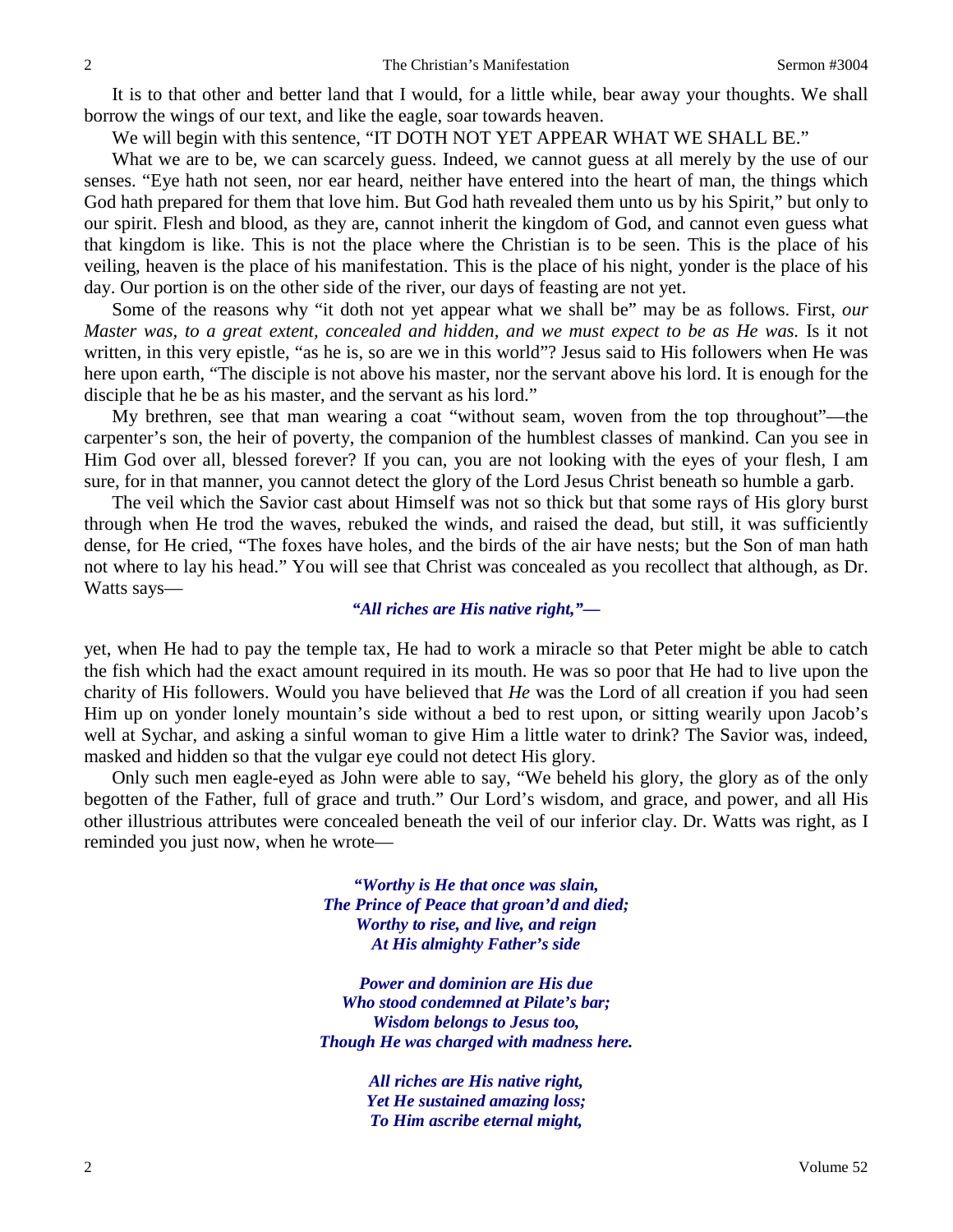It is to that other and better land that I would, for a little while, bear away your thoughts. We shall borrow the wings of our text, and like the eagle, soar towards heaven.

We will begin with this sentence, "IT DOTH NOT YET APPEAR WHAT WE SHALL BE."

What we are to be, we can scarcely guess. Indeed, we cannot guess at all merely by the use of our senses. "Eye hath not seen, nor ear heard, neither have entered into the heart of man, the things which God hath prepared for them that love him. But God hath revealed them unto us by his Spirit," but only to our spirit. Flesh and blood, as they are, cannot inherit the kingdom of God, and cannot even guess what that kingdom is like. This is not the place where the Christian is to be seen. This is the place of his veiling, heaven is the place of his manifestation. This is the place of his night, yonder is the place of his day. Our portion is on the other side of the river, our days of feasting are not yet.

Some of the reasons why "it doth not yet appear what we shall be" may be as follows. First, *our Master was, to a great extent, concealed and hidden, and we must expect to be as He was.* Is it not written, in this very epistle, "as he is, so are we in this world"? Jesus said to His followers when He was here upon earth, "The disciple is not above his master, nor the servant above his lord. It is enough for the disciple that he be as his master, and the servant as his lord."

My brethren, see that man wearing a coat "without seam, woven from the top throughout"—the carpenter's son, the heir of poverty, the companion of the humblest classes of mankind. Can you see in Him God over all, blessed forever? If you can, you are not looking with the eyes of your flesh, I am sure, for in that manner, you cannot detect the glory of the Lord Jesus Christ beneath so humble a garb.

The veil which the Savior cast about Himself was not so thick but that some rays of His glory burst through when He trod the waves, rebuked the winds, and raised the dead, but still, it was sufficiently dense, for He cried, "The foxes have holes, and the birds of the air have nests; but the Son of man hath not where to lay his head." You will see that Christ was concealed as you recollect that although, as Dr. Watts says—

> ***"All riches are His native right,"—***

yet, when He had to pay the temple tax, He had to work a miracle so that Peter might be able to catch the fish which had the exact amount required in its mouth. He was so poor that He had to live upon the charity of His followers. Would you have believed that *He* was the Lord of all creation if you had seen Him up on yonder lonely mountain's side without a bed to rest upon, or sitting wearily upon Jacob's well at Sychar, and asking a sinful woman to give Him a little water to drink? The Savior was, indeed, masked and hidden so that the vulgar eye could not detect His glory.

Only such men eagle-eyed as John were able to say, "We beheld his glory, the glory as of the only begotten of the Father, full of grace and truth." Our Lord's wisdom, and grace, and power, and all His other illustrious attributes were concealed beneath the veil of our inferior clay. Dr. Watts was right, as I reminded you just now, when he wrote—

> ***"Worthy is He that once was slain,***
> ***The Prince of Peace that groan'd and died;***
> ***Worthy to rise, and live, and reign***
> ***At His almighty Father's side***
>
> ***Power and dominion are His due***
> ***Who stood condemned at Pilate's bar;***
> ***Wisdom belongs to Jesus too,***
> ***Though He was charged with madness here.***
>
> ***All riches are His native right,***
> ***Yet He sustained amazing loss;***
> ***To Him ascribe eternal might,***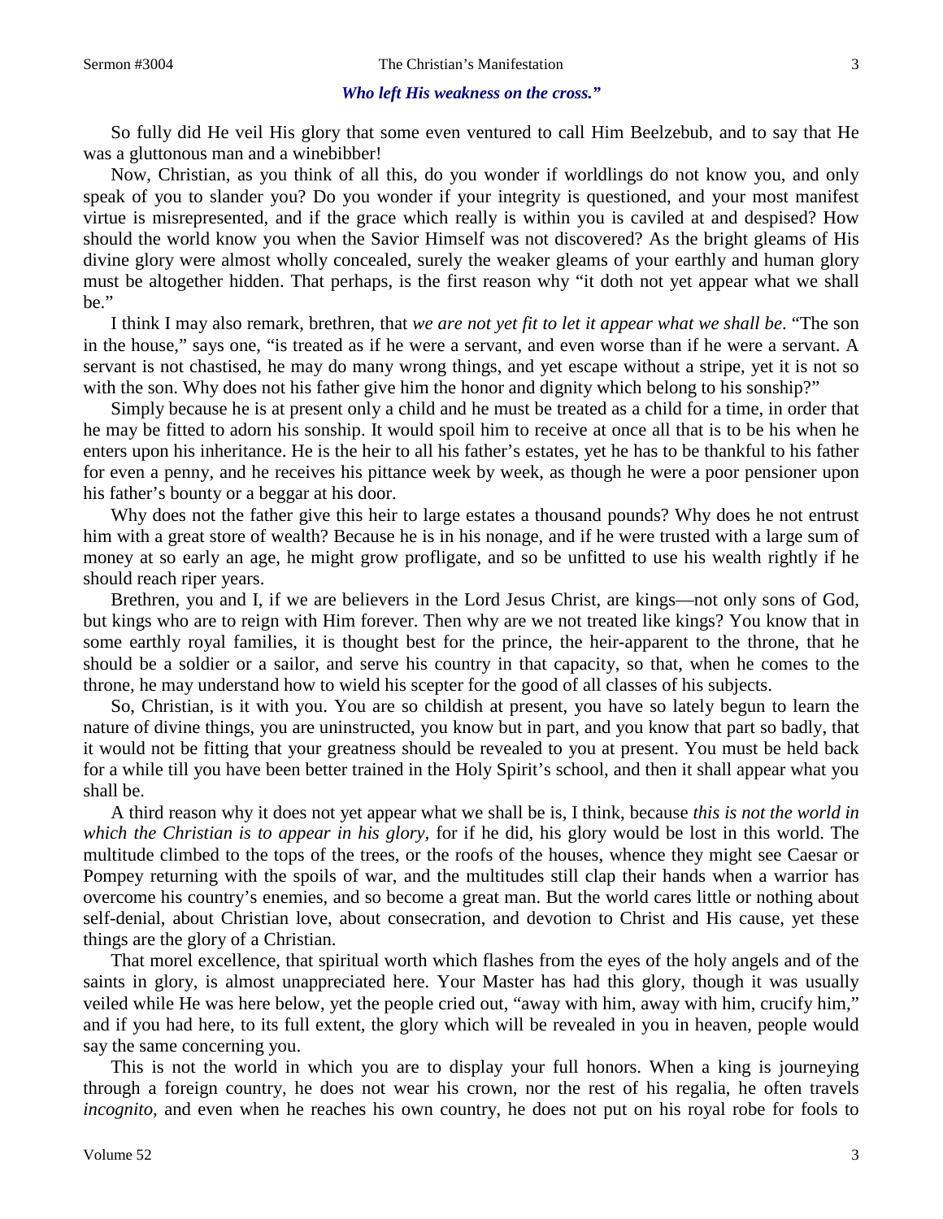***Who left His weakness on the cross."***

So fully did He veil His glory that some even ventured to call Him Beelzebub, and to say that He was a gluttonous man and a winebibber!

Now, Christian, as you think of all this, do you wonder if worldlings do not know you, and only speak of you to slander you? Do you wonder if your integrity is questioned, and your most manifest virtue is misrepresented, and if the grace which really is within you is caviled at and despised? How should the world know you when the Savior Himself was not discovered? As the bright gleams of His divine glory were almost wholly concealed, surely the weaker gleams of your earthly and human glory must be altogether hidden. That perhaps, is the first reason why "it doth not yet appear what we shall be."

I think I may also remark, brethren, that *we are not yet fit to let it appear what we shall be*. "The son in the house," says one, "is treated as if he were a servant, and even worse than if he were a servant. A servant is not chastised, he may do many wrong things, and yet escape without a stripe, yet it is not so with the son. Why does not his father give him the honor and dignity which belong to his sonship?"

Simply because he is at present only a child and he must be treated as a child for a time, in order that he may be fitted to adorn his sonship. It would spoil him to receive at once all that is to be his when he enters upon his inheritance. He is the heir to all his father's estates, yet he has to be thankful to his father for even a penny, and he receives his pittance week by week, as though he were a poor pensioner upon his father's bounty or a beggar at his door.

Why does not the father give this heir to large estates a thousand pounds? Why does he not entrust him with a great store of wealth? Because he is in his nonage, and if he were trusted with a large sum of money at so early an age, he might grow profligate, and so be unfitted to use his wealth rightly if he should reach riper years.

Brethren, you and I, if we are believers in the Lord Jesus Christ, are kings—not only sons of God, but kings who are to reign with Him forever. Then why are we not treated like kings? You know that in some earthly royal families, it is thought best for the prince, the heir-apparent to the throne, that he should be a soldier or a sailor, and serve his country in that capacity, so that, when he comes to the throne, he may understand how to wield his scepter for the good of all classes of his subjects.

So, Christian, is it with you. You are so childish at present, you have so lately begun to learn the nature of divine things, you are uninstructed, you know but in part, and you know that part so badly, that it would not be fitting that your greatness should be revealed to you at present. You must be held back for a while till you have been better trained in the Holy Spirit's school, and then it shall appear what you shall be.

A third reason why it does not yet appear what we shall be is, I think, because *this is not the world in which the Christian is to appear in his glory,* for if he did, his glory would be lost in this world. The multitude climbed to the tops of the trees, or the roofs of the houses, whence they might see Caesar or Pompey returning with the spoils of war, and the multitudes still clap their hands when a warrior has overcome his country's enemies, and so become a great man. But the world cares little or nothing about self-denial, about Christian love, about consecration, and devotion to Christ and His cause, yet these things are the glory of a Christian.

That morel excellence, that spiritual worth which flashes from the eyes of the holy angels and of the saints in glory, is almost unappreciated here. Your Master has had this glory, though it was usually veiled while He was here below, yet the people cried out, "away with him, away with him, crucify him," and if you had here, to its full extent, the glory which will be revealed in you in heaven, people would say the same concerning you.

This is not the world in which you are to display your full honors. When a king is journeying through a foreign country, he does not wear his crown, nor the rest of his regalia, he often travels *incognito,* and even when he reaches his own country, he does not put on his royal robe for fools to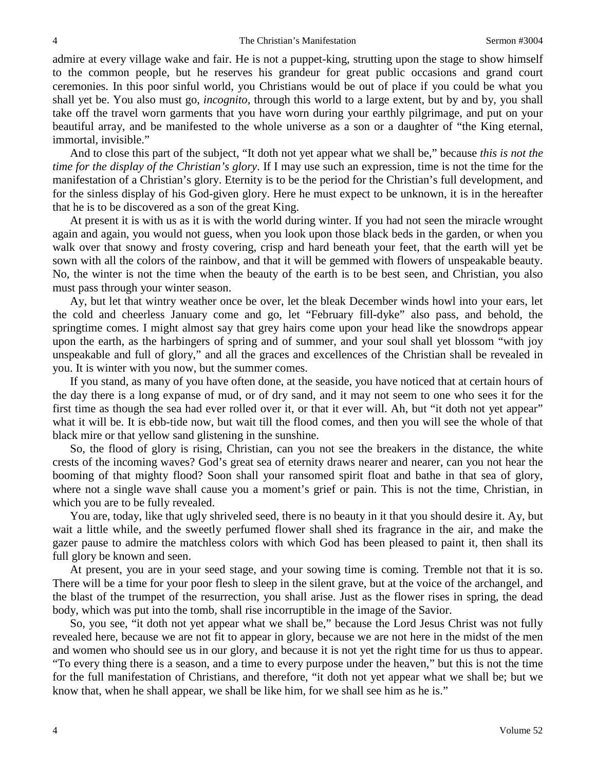admire at every village wake and fair. He is not a puppet-king, strutting upon the stage to show himself to the common people, but he reserves his grandeur for great public occasions and grand court ceremonies. In this poor sinful world, you Christians would be out of place if you could be what you shall yet be. You also must go, *incognito,* through this world to a large extent, but by and by, you shall take off the travel worn garments that you have worn during your earthly pilgrimage, and put on your beautiful array, and be manifested to the whole universe as a son or a daughter of "the King eternal, immortal, invisible."

And to close this part of the subject, "It doth not yet appear what we shall be," because *this is not the time for the display of the Christian's glory*. If I may use such an expression, time is not the time for the manifestation of a Christian's glory. Eternity is to be the period for the Christian's full development, and for the sinless display of his God-given glory. Here he must expect to be unknown, it is in the hereafter that he is to be discovered as a son of the great King.

At present it is with us as it is with the world during winter. If you had not seen the miracle wrought again and again, you would not guess, when you look upon those black beds in the garden, or when you walk over that snowy and frosty covering, crisp and hard beneath your feet, that the earth will yet be sown with all the colors of the rainbow, and that it will be gemmed with flowers of unspeakable beauty. No, the winter is not the time when the beauty of the earth is to be best seen, and Christian, you also must pass through your winter season.

Ay, but let that wintry weather once be over, let the bleak December winds howl into your ears, let the cold and cheerless January come and go, let "February fill-dyke" also pass, and behold, the springtime comes. I might almost say that grey hairs come upon your head like the snowdrops appear upon the earth, as the harbingers of spring and of summer, and your soul shall yet blossom "with joy unspeakable and full of glory," and all the graces and excellences of the Christian shall be revealed in you. It is winter with you now, but the summer comes.

If you stand, as many of you have often done, at the seaside, you have noticed that at certain hours of the day there is a long expanse of mud, or of dry sand, and it may not seem to one who sees it for the first time as though the sea had ever rolled over it, or that it ever will. Ah, but "it doth not yet appear" what it will be. It is ebb-tide now, but wait till the flood comes, and then you will see the whole of that black mire or that yellow sand glistening in the sunshine.

So, the flood of glory is rising, Christian, can you not see the breakers in the distance, the white crests of the incoming waves? God's great sea of eternity draws nearer and nearer, can you not hear the booming of that mighty flood? Soon shall your ransomed spirit float and bathe in that sea of glory, where not a single wave shall cause you a moment's grief or pain. This is not the time, Christian, in which you are to be fully revealed.

You are, today, like that ugly shriveled seed, there is no beauty in it that you should desire it. Ay, but wait a little while, and the sweetly perfumed flower shall shed its fragrance in the air, and make the gazer pause to admire the matchless colors with which God has been pleased to paint it, then shall its full glory be known and seen.

At present, you are in your seed stage, and your sowing time is coming. Tremble not that it is so. There will be a time for your poor flesh to sleep in the silent grave, but at the voice of the archangel, and the blast of the trumpet of the resurrection, you shall arise. Just as the flower rises in spring, the dead body, which was put into the tomb, shall rise incorruptible in the image of the Savior.

So, you see, "it doth not yet appear what we shall be," because the Lord Jesus Christ was not fully revealed here, because we are not fit to appear in glory, because we are not here in the midst of the men and women who should see us in our glory, and because it is not yet the right time for us thus to appear. "To every thing there is a season, and a time to every purpose under the heaven," but this is not the time for the full manifestation of Christians, and therefore, "it doth not yet appear what we shall be; but we know that, when he shall appear, we shall be like him, for we shall see him as he is."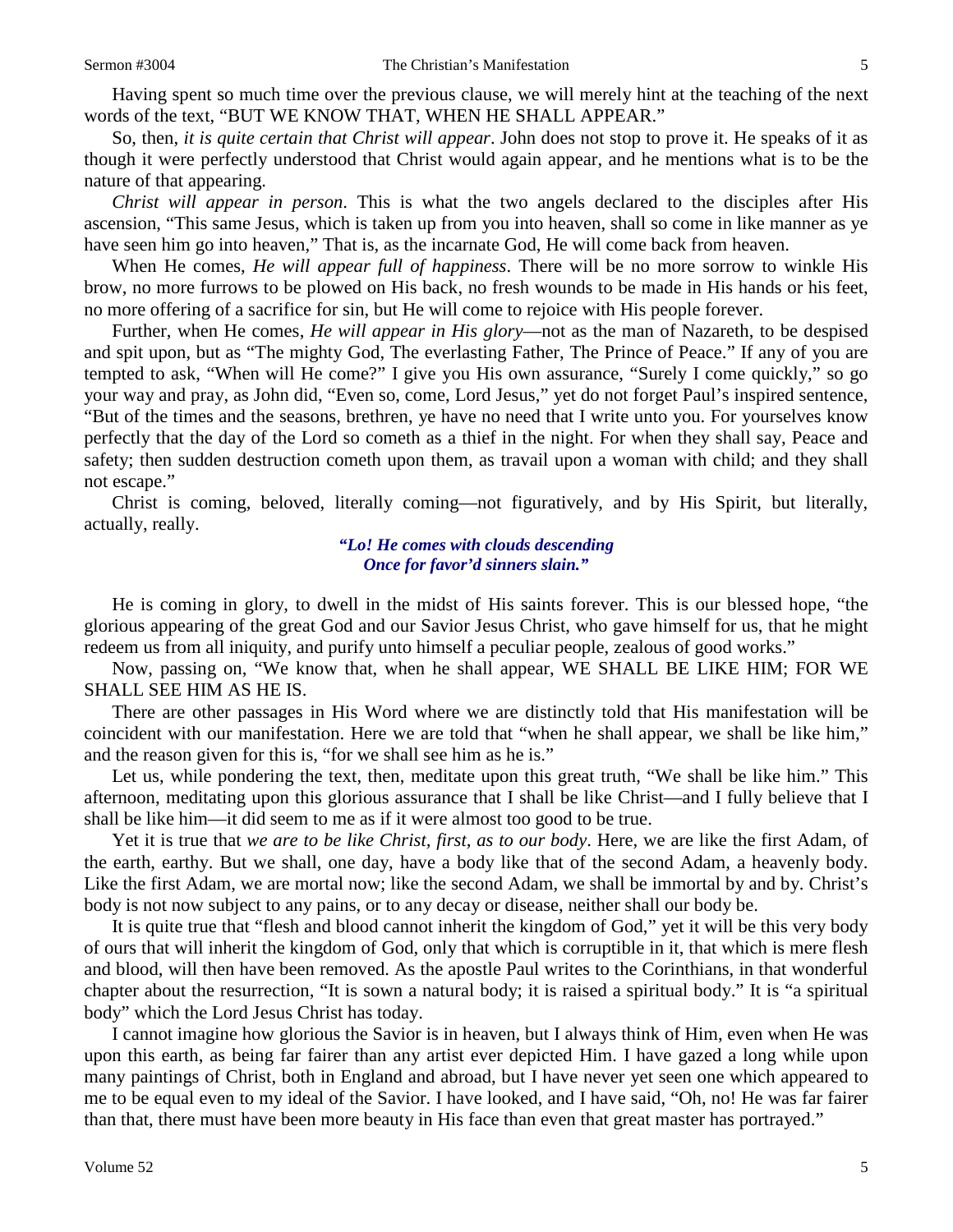Having spent so much time over the previous clause, we will merely hint at the teaching of the next words of the text, "BUT WE KNOW THAT, WHEN HE SHALL APPEAR."

So, then, *it is quite certain that Christ will appear*. John does not stop to prove it. He speaks of it as though it were perfectly understood that Christ would again appear, and he mentions what is to be the nature of that appearing.

*Christ will appear in person*. This is what the two angels declared to the disciples after His ascension, "This same Jesus, which is taken up from you into heaven, shall so come in like manner as ye have seen him go into heaven," That is, as the incarnate God, He will come back from heaven.

When He comes, *He will appear full of happiness*. There will be no more sorrow to winkle His brow, no more furrows to be plowed on His back, no fresh wounds to be made in His hands or his feet, no more offering of a sacrifice for sin, but He will come to rejoice with His people forever.

Further, when He comes, *He will appear in His glory*—not as the man of Nazareth, to be despised and spit upon, but as "The mighty God, The everlasting Father, The Prince of Peace." If any of you are tempted to ask, "When will He come?" I give you His own assurance, "Surely I come quickly," so go your way and pray, as John did, "Even so, come, Lord Jesus," yet do not forget Paul's inspired sentence, "But of the times and the seasons, brethren, ye have no need that I write unto you. For yourselves know perfectly that the day of the Lord so cometh as a thief in the night. For when they shall say, Peace and safety; then sudden destruction cometh upon them, as travail upon a woman with child; and they shall not escape."

Christ is coming, beloved, literally coming—not figuratively, and by His Spirit, but literally, actually, really.

> ***"Lo! He comes with clouds descending***
> ***Once for favor'd sinners slain."***

He is coming in glory, to dwell in the midst of His saints forever. This is our blessed hope, "the glorious appearing of the great God and our Savior Jesus Christ, who gave himself for us, that he might redeem us from all iniquity, and purify unto himself a peculiar people, zealous of good works."

Now, passing on, "We know that, when he shall appear, WE SHALL BE LIKE HIM; FOR WE SHALL SEE HIM AS HE IS.

There are other passages in His Word where we are distinctly told that His manifestation will be coincident with our manifestation. Here we are told that "when he shall appear, we shall be like him," and the reason given for this is, "for we shall see him as he is."

Let us, while pondering the text, then, meditate upon this great truth, "We shall be like him." This afternoon, meditating upon this glorious assurance that I shall be like Christ—and I fully believe that I shall be like him—it did seem to me as if it were almost too good to be true.

Yet it is true that *we are to be like Christ, first, as to our body*. Here, we are like the first Adam, of the earth, earthy. But we shall, one day, have a body like that of the second Adam, a heavenly body. Like the first Adam, we are mortal now; like the second Adam, we shall be immortal by and by. Christ's body is not now subject to any pains, or to any decay or disease, neither shall our body be.

It is quite true that "flesh and blood cannot inherit the kingdom of God," yet it will be this very body of ours that will inherit the kingdom of God, only that which is corruptible in it, that which is mere flesh and blood, will then have been removed. As the apostle Paul writes to the Corinthians, in that wonderful chapter about the resurrection, "It is sown a natural body; it is raised a spiritual body." It is "a spiritual body" which the Lord Jesus Christ has today.

I cannot imagine how glorious the Savior is in heaven, but I always think of Him, even when He was upon this earth, as being far fairer than any artist ever depicted Him. I have gazed a long while upon many paintings of Christ, both in England and abroad, but I have never yet seen one which appeared to me to be equal even to my ideal of the Savior. I have looked, and I have said, "Oh, no! He was far fairer than that, there must have been more beauty in His face than even that great master has portrayed."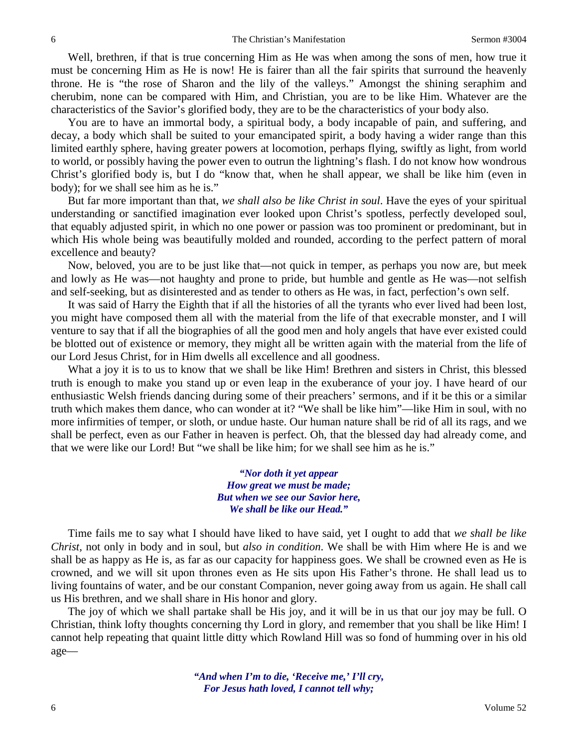Well, brethren, if that is true concerning Him as He was when among the sons of men, how true it must be concerning Him as He is now! He is fairer than all the fair spirits that surround the heavenly throne. He is "the rose of Sharon and the lily of the valleys." Amongst the shining seraphim and cherubim, none can be compared with Him, and Christian, you are to be like Him. Whatever are the characteristics of the Savior's glorified body, they are to be the characteristics of your body also.

You are to have an immortal body, a spiritual body, a body incapable of pain, and suffering, and decay, a body which shall be suited to your emancipated spirit, a body having a wider range than this limited earthly sphere, having greater powers at locomotion, perhaps flying, swiftly as light, from world to world, or possibly having the power even to outrun the lightning's flash. I do not know how wondrous Christ's glorified body is, but I do "know that, when he shall appear, we shall be like him (even in body); for we shall see him as he is."

But far more important than that, *we shall also be like Christ in soul*. Have the eyes of your spiritual understanding or sanctified imagination ever looked upon Christ's spotless, perfectly developed soul, that equably adjusted spirit, in which no one power or passion was too prominent or predominant, but in which His whole being was beautifully molded and rounded, according to the perfect pattern of moral excellence and beauty?

Now, beloved, you are to be just like that—not quick in temper, as perhaps you now are, but meek and lowly as He was—not haughty and prone to pride, but humble and gentle as He was—not selfish and self-seeking, but as disinterested and as tender to others as He was, in fact, perfection's own self.

It was said of Harry the Eighth that if all the histories of all the tyrants who ever lived had been lost, you might have composed them all with the material from the life of that execrable monster, and I will venture to say that if all the biographies of all the good men and holy angels that have ever existed could be blotted out of existence or memory, they might all be written again with the material from the life of our Lord Jesus Christ, for in Him dwells all excellence and all goodness.

What a joy it is to us to know that we shall be like Him! Brethren and sisters in Christ, this blessed truth is enough to make you stand up or even leap in the exuberance of your joy. I have heard of our enthusiastic Welsh friends dancing during some of their preachers' sermons, and if it be this or a similar truth which makes them dance, who can wonder at it? "We shall be like him"—like Him in soul, with no more infirmities of temper, or sloth, or undue haste. Our human nature shall be rid of all its rags, and we shall be perfect, even as our Father in heaven is perfect. Oh, that the blessed day had already come, and that we were like our Lord! But "we shall be like him; for we shall see him as he is."

> ***"Nor doth it yet appear***
> ***How great we must be made;***
> ***But when we see our Savior here,***
> ***We shall be like our Head."***

Time fails me to say what I should have liked to have said, yet I ought to add that *we shall be like Christ*, not only in body and in soul, but *also in condition*. We shall be with Him where He is and we shall be as happy as He is, as far as our capacity for happiness goes. We shall be crowned even as He is crowned, and we will sit upon thrones even as He sits upon His Father's throne. He shall lead us to living fountains of water, and be our constant Companion, never going away from us again. He shall call us His brethren, and we shall share in His honor and glory.

The joy of which we shall partake shall be His joy, and it will be in us that our joy may be full. O Christian, think lofty thoughts concerning thy Lord in glory, and remember that you shall be like Him! I cannot help repeating that quaint little ditty which Rowland Hill was so fond of humming over in his old age—

> ***"And when I'm to die, 'Receive me,' I'll cry,***
> ***For Jesus hath loved, I cannot tell why;***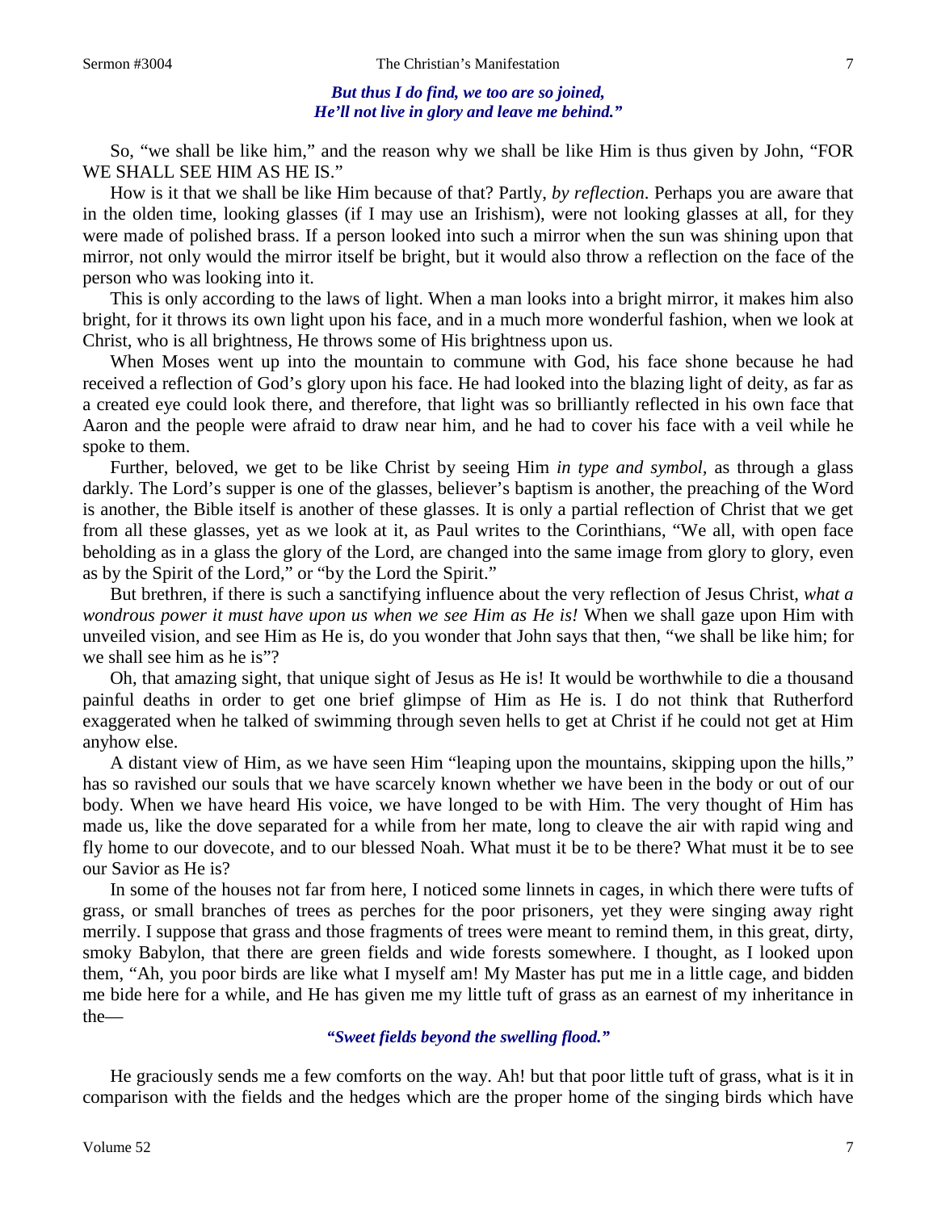*But thus I do find, we too are so joined,*
*He'll not live in glory and leave me behind."*

So, "we shall be like him," and the reason why we shall be like Him is thus given by John, "FOR WE SHALL SEE HIM AS HE IS."

How is it that we shall be like Him because of that? Partly, *by reflection*. Perhaps you are aware that in the olden time, looking glasses (if I may use an Irishism), were not looking glasses at all, for they were made of polished brass. If a person looked into such a mirror when the sun was shining upon that mirror, not only would the mirror itself be bright, but it would also throw a reflection on the face of the person who was looking into it.

This is only according to the laws of light. When a man looks into a bright mirror, it makes him also bright, for it throws its own light upon his face, and in a much more wonderful fashion, when we look at Christ, who is all brightness, He throws some of His brightness upon us.

When Moses went up into the mountain to commune with God, his face shone because he had received a reflection of God's glory upon his face. He had looked into the blazing light of deity, as far as a created eye could look there, and therefore, that light was so brilliantly reflected in his own face that Aaron and the people were afraid to draw near him, and he had to cover his face with a veil while he spoke to them.

Further, beloved, we get to be like Christ by seeing Him *in type and symbol*, as through a glass darkly. The Lord's supper is one of the glasses, believer's baptism is another, the preaching of the Word is another, the Bible itself is another of these glasses. It is only a partial reflection of Christ that we get from all these glasses, yet as we look at it, as Paul writes to the Corinthians, "We all, with open face beholding as in a glass the glory of the Lord, are changed into the same image from glory to glory, even as by the Spirit of the Lord," or "by the Lord the Spirit."

But brethren, if there is such a sanctifying influence about the very reflection of Jesus Christ, *what a wondrous power it must have upon us when we see Him as He is!* When we shall gaze upon Him with unveiled vision, and see Him as He is, do you wonder that John says that then, "we shall be like him; for we shall see him as he is"?

Oh, that amazing sight, that unique sight of Jesus as He is! It would be worthwhile to die a thousand painful deaths in order to get one brief glimpse of Him as He is. I do not think that Rutherford exaggerated when he talked of swimming through seven hells to get at Christ if he could not get at Him anyhow else.

A distant view of Him, as we have seen Him "leaping upon the mountains, skipping upon the hills," has so ravished our souls that we have scarcely known whether we have been in the body or out of our body. When we have heard His voice, we have longed to be with Him. The very thought of Him has made us, like the dove separated for a while from her mate, long to cleave the air with rapid wing and fly home to our dovecote, and to our blessed Noah. What must it be to be there? What must it be to see our Savior as He is?

In some of the houses not far from here, I noticed some linnets in cages, in which there were tufts of grass, or small branches of trees as perches for the poor prisoners, yet they were singing away right merrily. I suppose that grass and those fragments of trees were meant to remind them, in this great, dirty, smoky Babylon, that there are green fields and wide forests somewhere. I thought, as I looked upon them, "Ah, you poor birds are like what I myself am! My Master has put me in a little cage, and bidden me bide here for a while, and He has given me my little tuft of grass as an earnest of my inheritance in the—

*"Sweet fields beyond the swelling flood."*

He graciously sends me a few comforts on the way. Ah! but that poor little tuft of grass, what is it in comparison with the fields and the hedges which are the proper home of the singing birds which have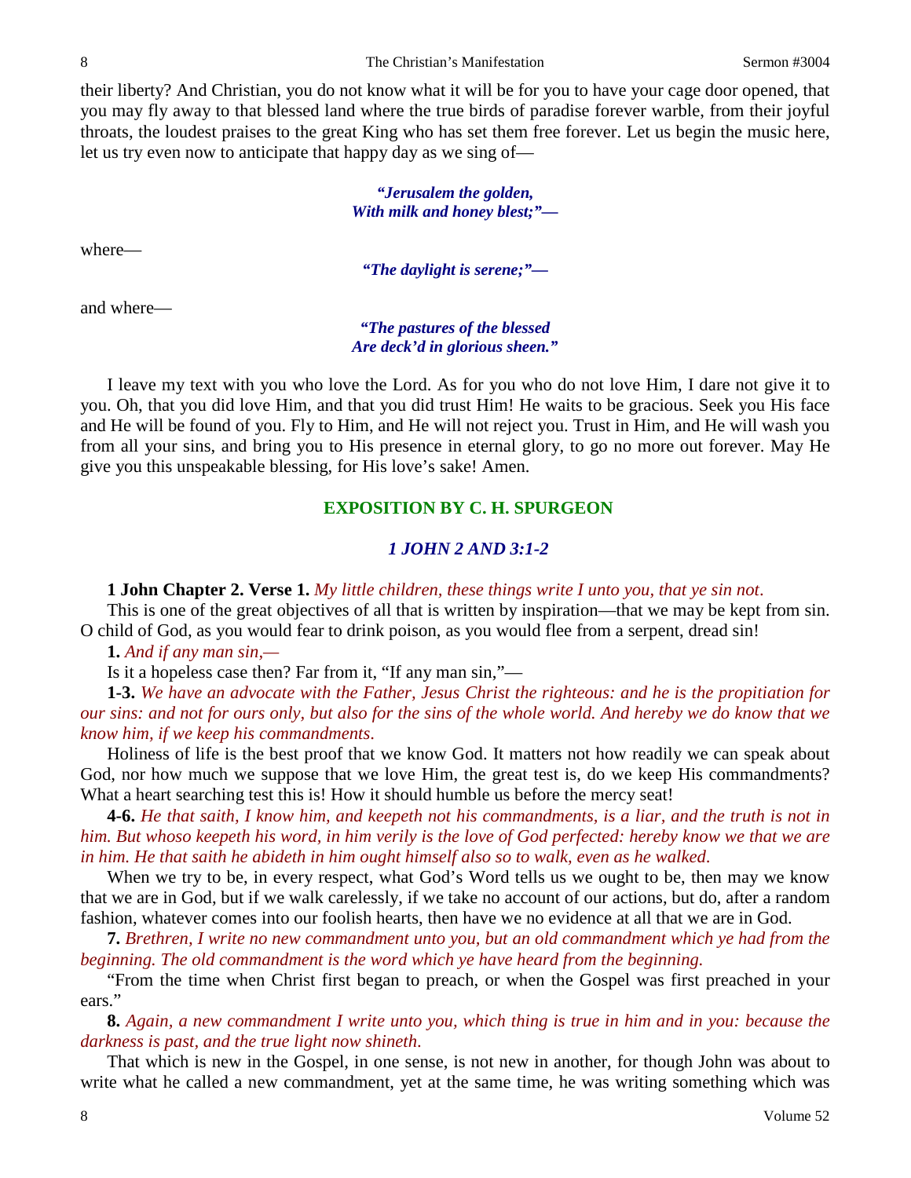their liberty? And Christian, you do not know what it will be for you to have your cage door opened, that you may fly away to that blessed land where the true birds of paradise forever warble, from their joyful throats, the loudest praises to the great King who has set them free forever. Let us begin the music here, let us try even now to anticipate that happy day as we sing of—

> ***"Jerusalem the golden,***
> ***With milk and honey blest;"—***

where—

> ***"The daylight is serene;"—***

and where—

> ***"The pastures of the blessed***
> ***Are deck'd in glorious sheen."***

I leave my text with you who love the Lord. As for you who do not love Him, I dare not give it to you. Oh, that you did love Him, and that you did trust Him! He waits to be gracious. Seek you His face and He will be found of you. Fly to Him, and He will not reject you. Trust in Him, and He will wash you from all your sins, and bring you to His presence in eternal glory, to go no more out forever. May He give you this unspeakable blessing, for His love's sake! Amen.

## EXPOSITION BY C. H. SPURGEON

### *1 JOHN 2 AND 3:1-2*

**1 John Chapter 2. Verse 1.** *My little children, these things write I unto you, that ye sin not.*

This is one of the great objectives of all that is written by inspiration—that we may be kept from sin. O child of God, as you would fear to drink poison, as you would flee from a serpent, dread sin!

**1.** *And if any man sin,—*

Is it a hopeless case then? Far from it, "If any man sin,"—

**1-3.** *We have an advocate with the Father, Jesus Christ the righteous: and he is the propitiation for our sins: and not for ours only, but also for the sins of the whole world. And hereby we do know that we know him, if we keep his commandments.*

Holiness of life is the best proof that we know God. It matters not how readily we can speak about God, nor how much we suppose that we love Him, the great test is, do we keep His commandments? What a heart searching test this is! How it should humble us before the mercy seat!

**4-6.** *He that saith, I know him, and keepeth not his commandments, is a liar, and the truth is not in him. But whoso keepeth his word, in him verily is the love of God perfected: hereby know we that we are in him. He that saith he abideth in him ought himself also so to walk, even as he walked.*

When we try to be, in every respect, what God's Word tells us we ought to be, then may we know that we are in God, but if we walk carelessly, if we take no account of our actions, but do, after a random fashion, whatever comes into our foolish hearts, then have we no evidence at all that we are in God.

**7.** *Brethren, I write no new commandment unto you, but an old commandment which ye had from the beginning. The old commandment is the word which ye have heard from the beginning.*

"From the time when Christ first began to preach, or when the Gospel was first preached in your ears."

**8.** *Again, a new commandment I write unto you, which thing is true in him and in you: because the darkness is past, and the true light now shineth.*

That which is new in the Gospel, in one sense, is not new in another, for though John was about to write what he called a new commandment, yet at the same time, he was writing something which was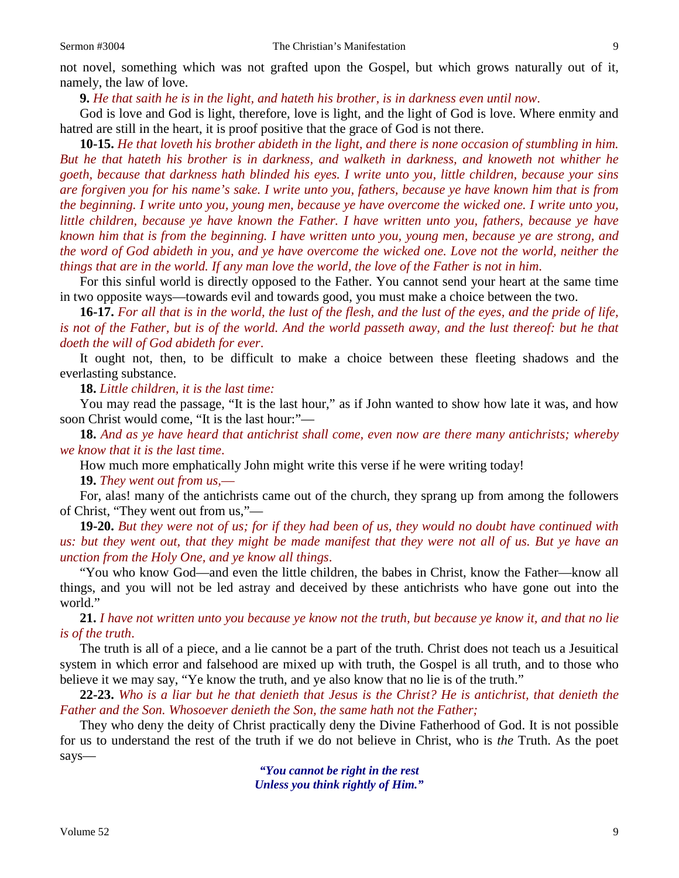not novel, something which was not grafted upon the Gospel, but which grows naturally out of it, namely, the law of love.

**9.** *He that saith he is in the light, and hateth his brother, is in darkness even until now.*

God is love and God is light, therefore, love is light, and the light of God is love. Where enmity and hatred are still in the heart, it is proof positive that the grace of God is not there.

**10-15.** *He that loveth his brother abideth in the light, and there is none occasion of stumbling in him. But he that hateth his brother is in darkness, and walketh in darkness, and knoweth not whither he goeth, because that darkness hath blinded his eyes. I write unto you, little children, because your sins are forgiven you for his name's sake. I write unto you, fathers, because ye have known him that is from the beginning. I write unto you, young men, because ye have overcome the wicked one. I write unto you, little children, because ye have known the Father. I have written unto you, fathers, because ye have known him that is from the beginning. I have written unto you, young men, because ye are strong, and the word of God abideth in you, and ye have overcome the wicked one. Love not the world, neither the things that are in the world. If any man love the world, the love of the Father is not in him.*

For this sinful world is directly opposed to the Father. You cannot send your heart at the same time in two opposite ways—towards evil and towards good, you must make a choice between the two.

**16-17.** *For all that is in the world, the lust of the flesh, and the lust of the eyes, and the pride of life, is not of the Father, but is of the world. And the world passeth away, and the lust thereof: but he that doeth the will of God abideth for ever.*

It ought not, then, to be difficult to make a choice between these fleeting shadows and the everlasting substance.

**18.** *Little children, it is the last time:*

You may read the passage, "It is the last hour," as if John wanted to show how late it was, and how soon Christ would come, "It is the last hour:"—

**18.** *And as ye have heard that antichrist shall come, even now are there many antichrists; whereby we know that it is the last time.*

How much more emphatically John might write this verse if he were writing today!

**19.** *They went out from us,—*

For, alas! many of the antichrists came out of the church, they sprang up from among the followers of Christ, "They went out from us,"—

**19-20.** *But they were not of us; for if they had been of us, they would no doubt have continued with us: but they went out, that they might be made manifest that they were not all of us. But ye have an unction from the Holy One, and ye know all things.*

"You who know God—and even the little children, the babes in Christ, know the Father—know all things, and you will not be led astray and deceived by these antichrists who have gone out into the world."

**21.** *I have not written unto you because ye know not the truth, but because ye know it, and that no lie is of the truth.*

The truth is all of a piece, and a lie cannot be a part of the truth. Christ does not teach us a Jesuitical system in which error and falsehood are mixed up with truth, the Gospel is all truth, and to those who believe it we may say, "Ye know the truth, and ye also know that no lie is of the truth."

**22-23.** *Who is a liar but he that denieth that Jesus is the Christ? He is antichrist, that denieth the Father and the Son. Whosoever denieth the Son, the same hath not the Father;*

They who deny the deity of Christ practically deny the Divine Fatherhood of God. It is not possible for us to understand the rest of the truth if we do not believe in Christ, who is *the* Truth. As the poet says—

> ***"You cannot be right in the rest***
> ***Unless you think rightly of Him."***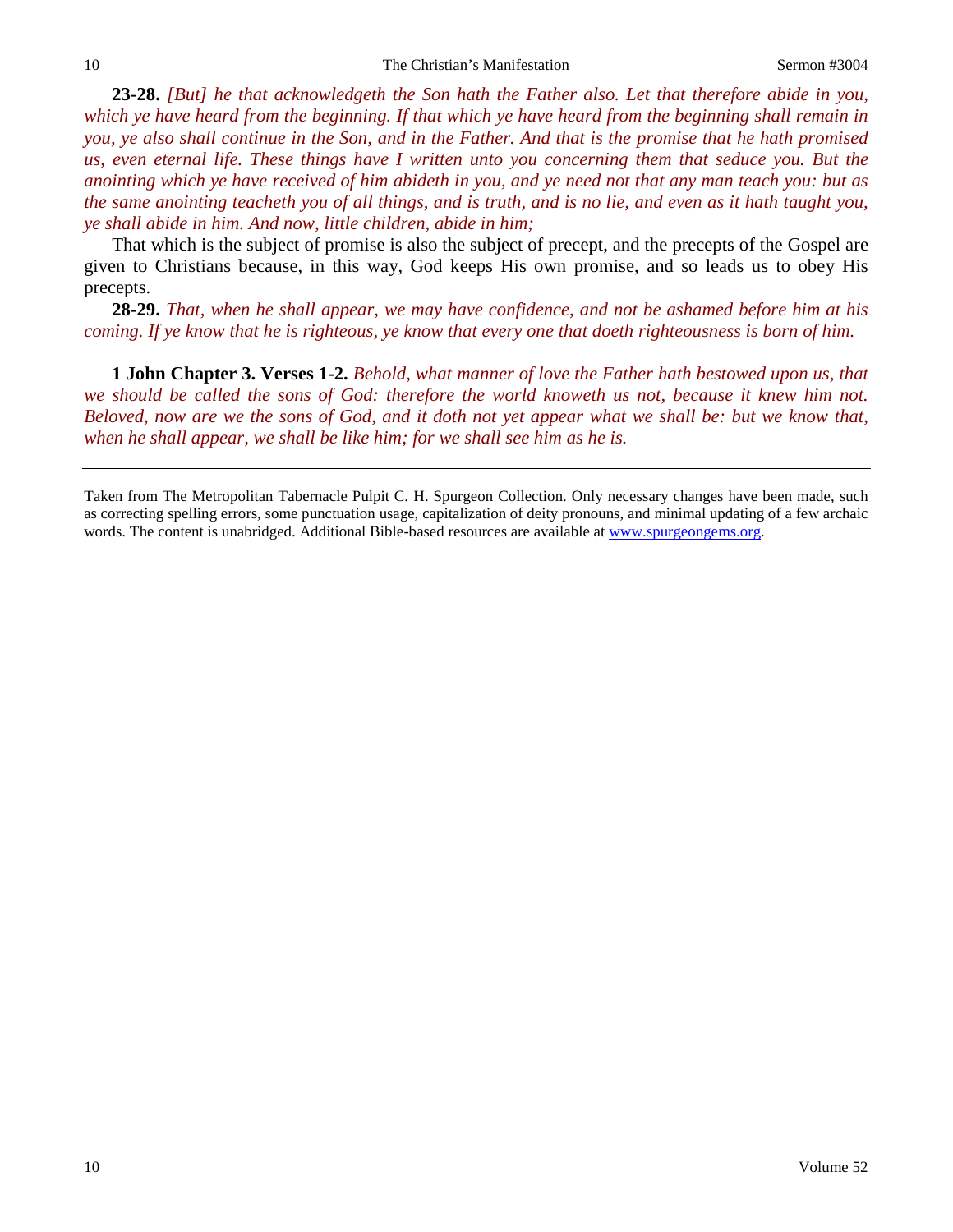**23-28.** *[But] he that acknowledgeth the Son hath the Father also. Let that therefore abide in you, which ye have heard from the beginning. If that which ye have heard from the beginning shall remain in you, ye also shall continue in the Son, and in the Father. And that is the promise that he hath promised us, even eternal life. These things have I written unto you concerning them that seduce you. But the anointing which ye have received of him abideth in you, and ye need not that any man teach you: but as the same anointing teacheth you of all things, and is truth, and is no lie, and even as it hath taught you, ye shall abide in him. And now, little children, abide in him;*

That which is the subject of promise is also the subject of precept, and the precepts of the Gospel are given to Christians because, in this way, God keeps His own promise, and so leads us to obey His precepts.

**28-29.** *That, when he shall appear, we may have confidence, and not be ashamed before him at his coming. If ye know that he is righteous, ye know that every one that doeth righteousness is born of him.*

**1 John Chapter 3. Verses 1-2.** *Behold, what manner of love the Father hath bestowed upon us, that we should be called the sons of God: therefore the world knoweth us not, because it knew him not. Beloved, now are we the sons of God, and it doth not yet appear what we shall be: but we know that, when he shall appear, we shall be like him; for we shall see him as he is.*

---

Taken from The Metropolitan Tabernacle Pulpit C. H. Spurgeon Collection. Only necessary changes have been made, such as correcting spelling errors, some punctuation usage, capitalization of deity pronouns, and minimal updating of a few archaic words. The content is unabridged. Additional Bible-based resources are available at www.spurgeongems.org.